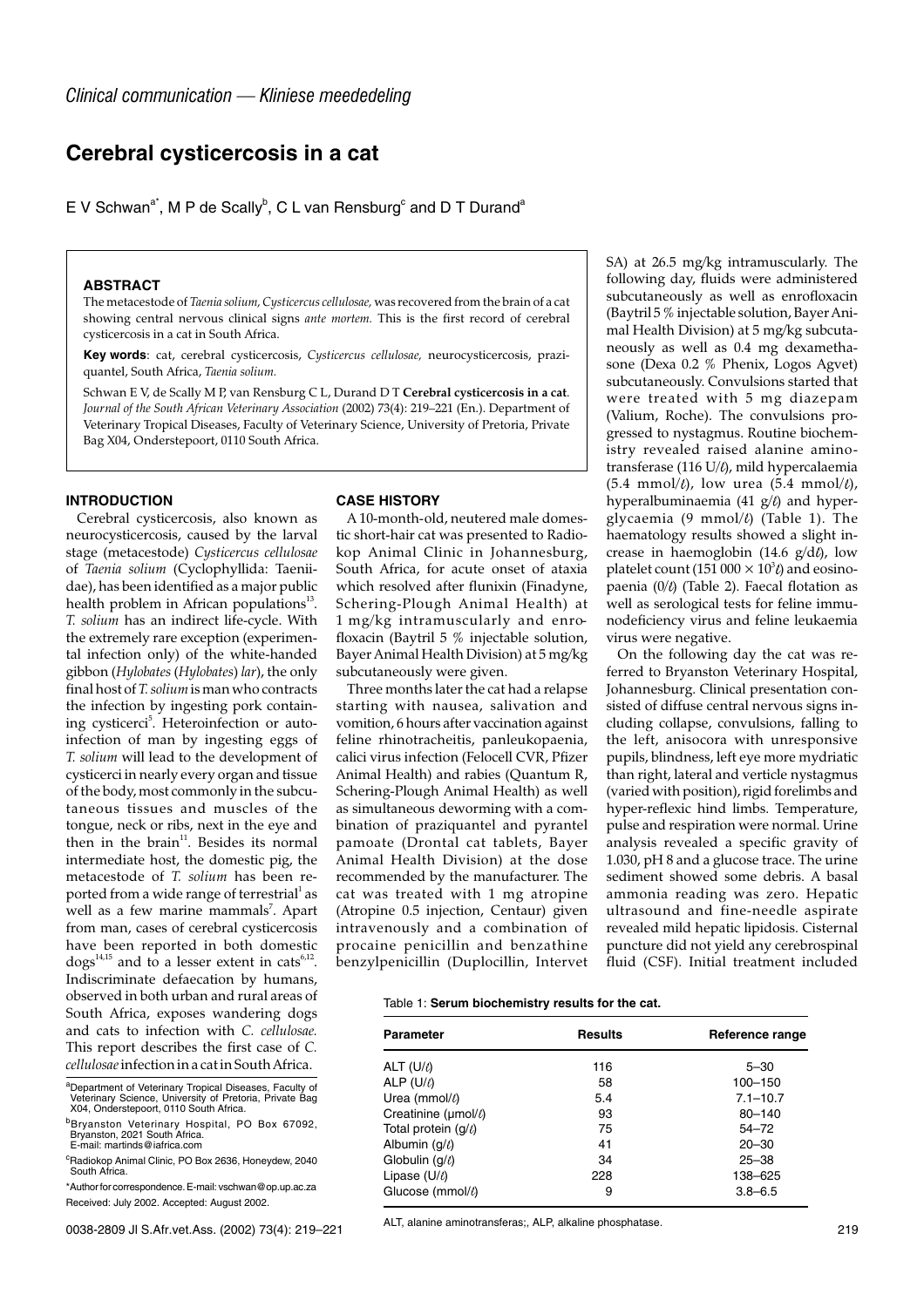*Clinical communication — Kliniese meededeling*

# Cerebral cysticercosis in a cat

E V Schwan[a*], M P de Scally[b], C L van Rensburg[c] and D T Durand[a]

## ABSTRACT

The metacestode of *Taenia solium, Cysticercus cellulosae,* was recovered from the brain of a cat showing central nervous clinical signs *ante mortem.* This is the first record of cerebral cysticercosis in a cat in South Africa.

**Key words**: cat, cerebral cysticercosis, *Cysticercus cellulosae,* neurocysticercosis, praziquantel, South Africa, *Taenia solium.*

Schwan E V, de Scally M P, van Rensburg C L, Durand D T **Cerebral cysticercosis in a cat**. *Journal of the South African Veterinary Association* (2002) 73(4): 219–221 (En.). Department of Veterinary Tropical Diseases, Faculty of Veterinary Science, University of Pretoria, Private Bag X04, Onderstepoort, 0110 South Africa.

## INTRODUCTION

Cerebral cysticercosis, also known as neurocysticercosis, caused by the larval stage (metacestode) *Cysticercus cellulosae* of *Taenia solium* (Cyclophyllida: Taeniidae), has been identified as a major public health problem in African populations[13]. *T. solium* has an indirect life-cycle. With the extremely rare exception (experimental infection only) of the white-handed gibbon (*Hylobates* (*Hylobates*) *lar*), the only final host of *T. solium* is man who contracts the infection by ingesting pork containing cysticerci[5]. Heteroinfection or autoinfection of man by ingesting eggs of *T. solium* will lead to the development of cysticerci in nearly every organ and tissue of the body, most commonly in the subcutaneous tissues and muscles of the tongue, neck or ribs, next in the eye and then in the brain[11]. Besides its normal intermediate host, the domestic pig, the metacestode of *T. solium* has been reported from a wide range of terrestrial[1] as well as a few marine mammals[7]. Apart from man, cases of cerebral cysticercosis have been reported in both domestic dogs[14,15] and to a lesser extent in cats[6,12]. Indiscriminate defaecation by humans, observed in both urban and rural areas of South Africa, exposes wandering dogs and cats to infection with *C. cellulosae.* This report describes the first case of *C. cellulosae* infection in a cat in South Africa.

[a]Department of Veterinary Tropical Diseases, Faculty of Veterinary Science, University of Pretoria, Private Bag X04, Onderstepoort, 0110 South Africa.

[b]Bryanston Veterinary Hospital, PO Box 67092, Bryanston, 2021 South Africa. E-mail: martinds@iafrica.com

[c]Radiokop Animal Clinic, PO Box 2636, Honeydew, 2040 South Africa.

*Author for correspondence. E-mail: vschwan@op.up.ac.za

Received: July 2002. Accepted: August 2002.

## CASE HISTORY

A 10-month-old, neutered male domestic short-hair cat was presented to Radiokop Animal Clinic in Johannesburg, South Africa, for acute onset of ataxia which resolved after flunixin (Finadyne, Schering-Plough Animal Health) at 1 mg/kg intramuscularly and enrofloxacin (Baytril 5 % injectable solution, Bayer Animal Health Division) at 5 mg/kg subcutaneously were given.

Three months later the cat had a relapse starting with nausea, salivation and vomition, 6 hours after vaccination against feline rhinotracheitis, panleukopaenia, calici virus infection (Felocell CVR, Pfizer Animal Health) and rabies (Quantum R, Schering-Plough Animal Health) as well as simultaneous deworming with a combination of praziquantel and pyrantel pamoate (Drontal cat tablets, Bayer Animal Health Division) at the dose recommended by the manufacturer. The cat was treated with 1 mg atropine (Atropine 0.5 injection, Centaur) given intravenously and a combination of procaine penicillin and benzathine benzylpenicillin (Duplocillin, Intervet SA) at 26.5 mg/kg intramuscularly. The following day, fluids were administered subcutaneously as well as enrofloxacin (Baytril 5 % injectable solution, Bayer Animal Health Division) at 5 mg/kg subcutaneously as well as 0.4 mg dexamethasone (Dexa 0.2 % Phenix, Logos Agvet) subcutaneously. Convulsions started that were treated with 5 mg diazepam (Valium, Roche). The convulsions progressed to nystagmus. Routine biochemistry revealed raised alanine aminotransferase (116 U/ℓ), mild hypercalcaemia (5.4 mmol/ℓ), low urea (5.4 mmol/ℓ), hyperalbuminaemia (41 g/ℓ) and hyperglycaemia (9 mmol/ℓ) (Table 1). The haematology results showed a slight increase in haemoglobin (14.6 g/dℓ), low platelet count ($151\,000 \times 10^3$ℓ) and eosinopaenia (0/ℓ) (Table 2). Faecal flotation as well as serological tests for feline immunodeficiency virus and feline leukaemia virus were negative.

On the following day the cat was referred to Bryanston Veterinary Hospital, Johannesburg. Clinical presentation consisted of diffuse central nervous signs including collapse, convulsions, falling to the left, anisocora with unresponsive pupils, blindness, left eye more mydriatic than right, lateral and verticle nystagmus (varied with position), rigid forelimbs and hyper-reflexic hind limbs. Temperature, pulse and respiration were normal. Urine analysis revealed a specific gravity of 1.030, pH 8 and a glucose trace. The urine sediment showed some debris. A basal ammonia reading was zero. Hepatic ultrasound and fine-needle aspirate revealed mild hepatic lipidosis. Cisternal puncture did not yield any cerebrospinal fluid (CSF). Initial treatment included

Table 1: **Serum biochemistry results for the cat.**

| Parameter | Results | Reference range |
|---|---|---|
| ALT (U/ℓ) | 116 | 5–30 |
| ALP (U/ℓ) | 58 | 100–150 |
| Urea (mmol/ℓ) | 5.4 | 7.1–10.7 |
| Creatinine (µmol/ℓ) | 93 | 80–140 |
| Total protein (g/ℓ) | 75 | 54–72 |
| Albumin (g/ℓ) | 41 | 20–30 |
| Globulin (g/ℓ) | 34 | 25–38 |
| Lipase (U/ℓ) | 228 | 138–625 |
| Glucose (mmol/ℓ) | 9 | 3.8–6.5 |

ALT, alanine aminotransferas;, ALP, alkaline phosphatase.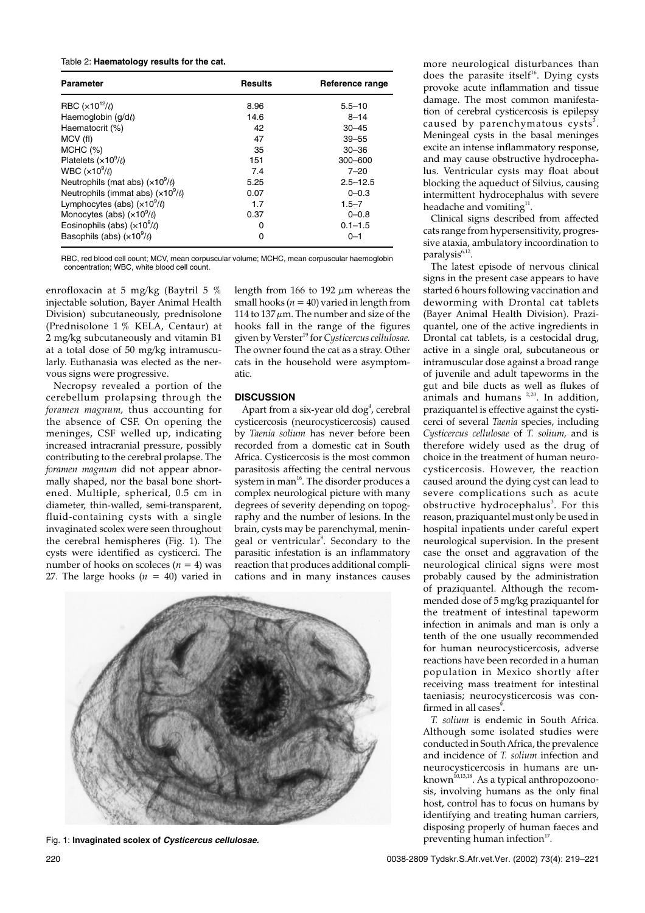Table 2: **Haematology results for the cat.**

| Parameter | Results | Reference range |
| --- | --- | --- |
| RBC ($\times 10^{12}/\ell$) | 8.96 | 5.5–10 |
| Haemoglobin (g/d$\ell$) | 14.6 | 8–14 |
| Haematocrit (%) | 42 | 30–45 |
| MCV (fl) | 47 | 39–55 |
| MCHC (%) | 35 | 30–36 |
| Platelets ($\times 10^{9}/\ell$) | 151 | 300–600 |
| WBC ($\times 10^{9}/\ell$) | 7.4 | 7–20 |
| Neutrophils (mat abs) ($\times 10^{9}/\ell$) | 5.25 | 2.5–12.5 |
| Neutrophils (immat abs) ($\times 10^{9}/\ell$) | 0.07 | 0–0.3 |
| Lymphocytes (abs) ($\times 10^{9}/\ell$) | 1.7 | 1.5–7 |
| Monocytes (abs) ($\times 10^{9}/\ell$) | 0.37 | 0–0.8 |
| Eosinophils (abs) ($\times 10^{9}/\ell$) | 0 | 0.1–1.5 |
| Basophils (abs) ($\times 10^{9}/\ell$) | 0 | 0–1 |

RBC, red blood cell count; MCV, mean corpuscular volume; MCHC, mean corpuscular haemoglobin concentration; WBC, white blood cell count.

enrofloxacin at 5 mg/kg (Baytril 5 % injectable solution, Bayer Animal Health Division) subcutaneously, prednisolone (Prednisolone 1 % KELA, Centaur) at 2 mg/kg subcutaneously and vitamin B1 at a total dose of 50 mg/kg intramuscularly. Euthanasia was elected as the nervous signs were progressive.

Necropsy revealed a portion of the cerebellum prolapsing through the *foramen magnum,* thus accounting for the absence of CSF. On opening the meninges, CSF welled up, indicating increased intracranial pressure, possibly contributing to the cerebral prolapse. The *foramen magnum* did not appear abnormally shaped, nor the basal bone shortened. Multiple, spherical, 0.5 cm in diameter, thin-walled, semi-transparent, fluid-containing cysts with a single invaginated scolex were seen throughout the cerebral hemispheres (Fig. 1). The cysts were identified as cysticerci. The number of hooks on scoleces ($n = 4$) was 27. The large hooks ($n = 40$) varied in length from 166 to 192 $\mu$m whereas the small hooks ($n = 40$) varied in length from 114 to 137 $\mu$m. The number and size of the hooks fall in the range of the figures given by Verster[19] for *Cysticercus cellulosae.* The owner found the cat as a stray. Other cats in the household were asymptomatic.

## DISCUSSION

Apart from a six-year old dog[4], cerebral cysticercosis (neurocysticercosis) caused by *Taenia solium* has never before been recorded from a domestic cat in South Africa. Cysticercosis is the most common parasitosis affecting the central nervous system in man[16]. The disorder produces a complex neurological picture with many degrees of severity depending on topography and the number of lesions. In the brain, cysts may be parenchymal, meningeal or ventricular[8]. Secondary to the parasitic infestation is an inflammatory reaction that produces additional complications and in many instances causes more neurological disturbances than does the parasite itself[16]. Dying cysts provoke acute inflammation and tissue damage. The most common manifestation of cerebral cysticercosis is epilepsy caused by parenchymatous cysts[3]. Meningeal cysts in the basal meninges excite an intense inflammatory response, and may cause obstructive hydrocephalus. Ventricular cysts may float about blocking the aqueduct of Silvius, causing intermittent hydrocephalus with severe headache and vomiting[11].

Fig. 1: **Invaginated scolex of *Cysticercus cellulosae.***

Clinical signs described from affected cats range from hypersensitivity, progressive ataxia, ambulatory incoordination to paralysis[6,12].

The latest episode of nervous clinical signs in the present case appears to have started 6 hours following vaccination and deworming with Drontal cat tablets (Bayer Animal Health Division). Praziquantel, one of the active ingredients in Drontal cat tablets, is a cestocidal drug, active in a single oral, subcutaneous or intramuscular dose against a broad range of juvenile and adult tapeworms in the gut and bile ducts as well as flukes of animals and humans[2,20]. In addition, praziquantel is effective against the cysticerci of several *Taenia* species, including *Cysticercus cellulosae* of *T. solium,* and is therefore widely used as the drug of choice in the treatment of human neurocysticercosis. However, the reaction caused around the dying cyst can lead to severe complications such as acute obstructive hydrocephalus[3]. For this reason, praziquantel must only be used in hospital inpatients under careful expert neurological supervision. In the present case the onset and aggravation of the neurological clinical signs were most probably caused by the administration of praziquantel. Although the recommended dose of 5 mg/kg praziquantel for the treatment of intestinal tapeworm infection in animals and man is only a tenth of the one usually recommended for human neurocysticercosis, adverse reactions have been recorded in a human population in Mexico shortly after receiving mass treatment for intestinal taeniasis; neurocysticercosis was confirmed in all cases[9].

*T. solium* is endemic in South Africa. Although some isolated studies were conducted in South Africa, the prevalence and incidence of *T. solium* infection and neurocysticercosis in humans are unknown[10,13,18]. As a typical anthropozoonosis, involving humans as the only final host, control has to focus on humans by identifying and treating human carriers, disposing properly of human faeces and preventing human infection[17].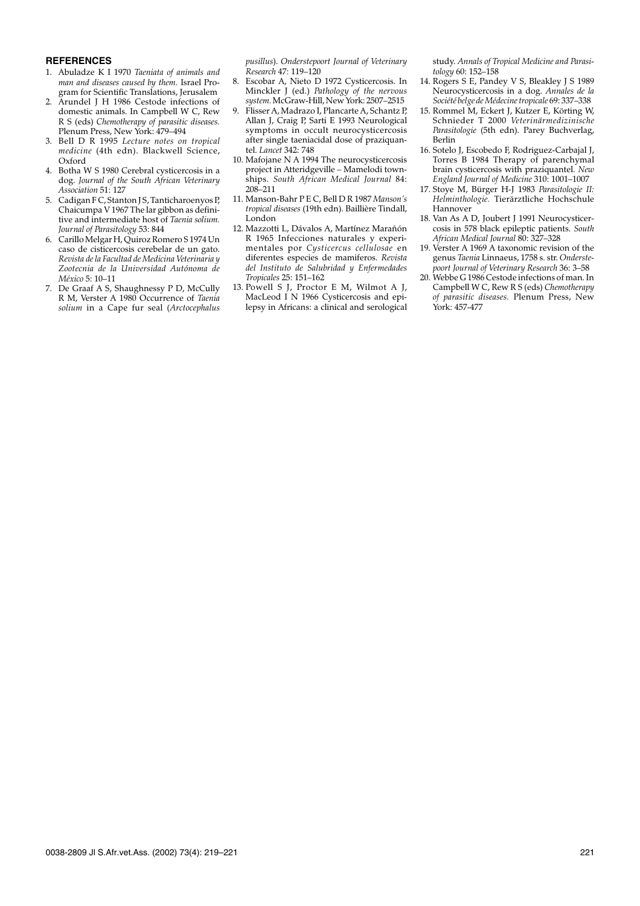## REFERENCES

1. Abuladze K I 1970 *Taeniata of animals and man and diseases caused by them.* Israel Program for Scientific Translations, Jerusalem
2. Arundel J H 1986 Cestode infections of domestic animals. In Campbell W C, Rew R S (eds) *Chemotherapy of parasitic diseases.* Plenum Press, New York: 479–494
3. Bell D R 1995 *Lecture notes on tropical medicine* (4th edn). Blackwell Science, Oxford
4. Botha W S 1980 Cerebral cysticercosis in a dog. *Journal of the South African Veterinary Association* 51: 127
5. Cadigan F C, Stanton J S, Tanticharoenyos P, Chaicumpa V 1967 The lar gibbon as definitive and intermediate host of *Taenia solium. Journal of Parasitology* 53: 844
6. Carillo Melgar H, Quiroz Romero S 1974 Un caso de cisticercosis cerebelar de un gato. *Revista de la Facultad de Medicina Veterinaria y Zootecnia de la Universidad Autónoma de México* 5: 10–11
7. De Graaf A S, Shaughnessy P D, McCully R M, Verster A 1980 Occurrence of *Taenia solium* in a Cape fur seal (*Arctocephalus pusillus*). *Onderstepoort Journal of Veterinary Research* 47: 119–120
8. Escobar A, Nieto D 1972 Cysticercosis. In Minckler J (ed.) *Pathology of the nervous system.* McGraw-Hill, New York: 2507–2515
9. Flisser A, Madrazo I, Plancarte A, Schantz P, Allan J, Craig P, Sarti E 1993 Neurological symptoms in occult neurocysticercosis after single taeniacidal dose of praziquantel. *Lancet* 342: 748
10. Mafojane N A 1994 The neurocysticercosis project in Atteridgeville – Mamelodi townships. *South African Medical Journal* 84: 208–211
11. Manson-Bahr P E C, Bell D R 1987 *Manson's tropical diseases* (19th edn). Baillière Tindall, London
12. Mazzotti L, Dávalos A, Martínez Marañón R 1965 Infecciones naturales y experimentales por *Cysticercus cellulosae* en diferentes especies de mamíferos. *Revista del Instituto de Salubridad y Enfermedades Tropicales* 25: 151–162
13. Powell S J, Proctor E M, Wilmot A J, MacLeod I N 1966 Cysticercosis and epilepsy in Africans: a clinical and serological study. *Annals of Tropical Medicine and Parasitology* 60: 152–158
14. Rogers S E, Pandey V S, Bleakley J S 1989 Neurocysticercosis in a dog. *Annales de la Société belge de Médecine tropicale* 69: 337–338
15. Rommel M, Eckert J, Kutzer E, Körting W, Schnieder T 2000 *Veterinärmedizinische Parasitologie* (5th edn). Parey Buchverlag, Berlin
16. Sotelo J, Escobedo F, Rodriguez-Carbajal J, Torres B 1984 Therapy of parenchymal brain cysticercosis with praziquantel. *New England Journal of Medicine* 310: 1001–1007
17. Stoye M, Bürger H-J 1983 *Parasitologie II: Helminthologie.* Tierärztliche Hochschule Hannover
18. Van As A D, Joubert J 1991 Neurocysticercosis in 578 black epileptic patients. *South African Medical Journal* 80: 327–328
19. Verster A 1969 A taxonomic revision of the genus *Taenia* Linnaeus, 1758 s. str. *Onderstepoort Journal of Veterinary Research* 36: 3–58
20. Webbe G 1986 Cestode infections of man. In Campbell W C, Rew R S (eds) *Chemotherapy of parasitic diseases.* Plenum Press, New York: 457-477